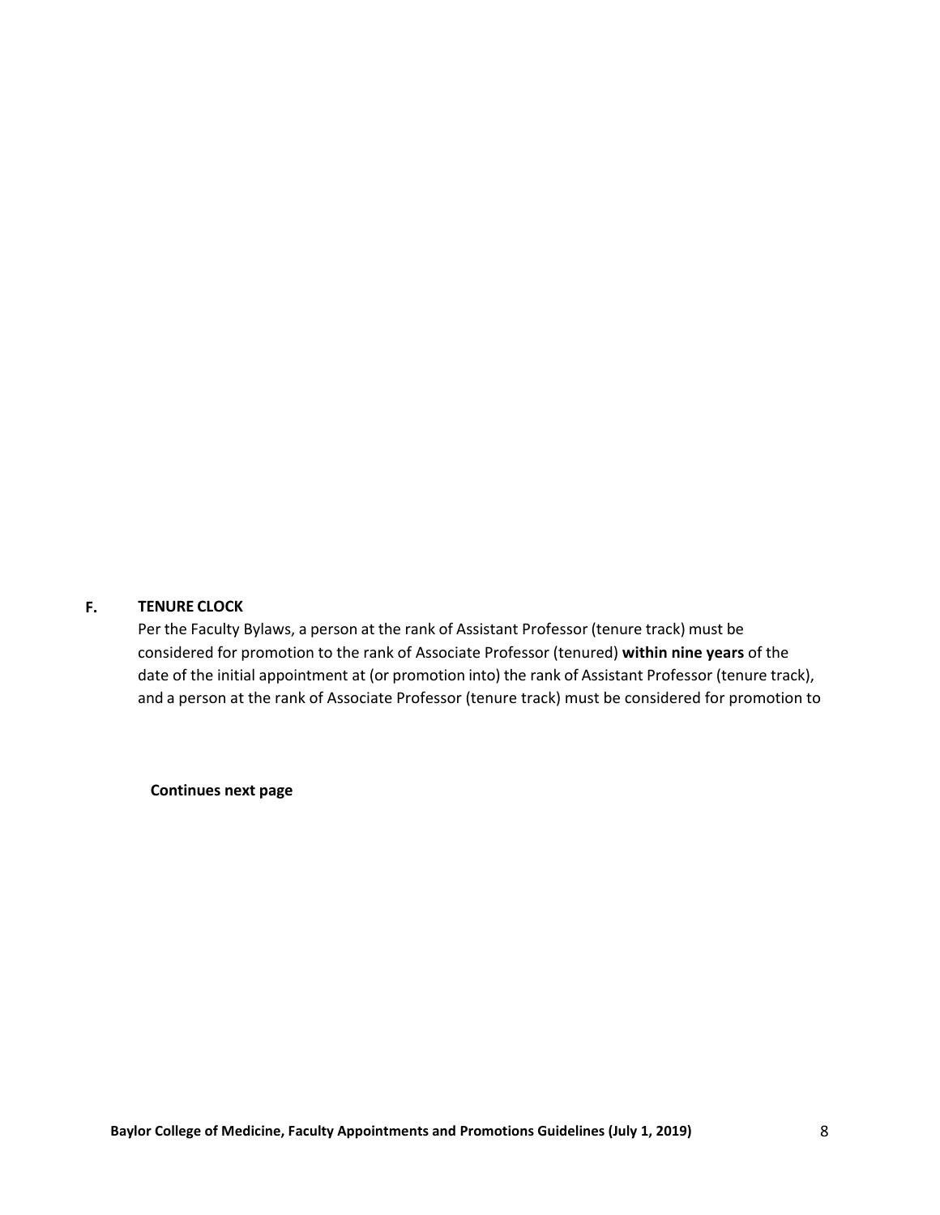## F. TENURE CLOCK

Per the Faculty Bylaws, a person at the rank of Assistant Professor (tenure track) must be considered for promotion to the rank of Associate Professor (tenured) **within nine years** of the date of the initial appointment at (or promotion into) the rank of Assistant Professor (tenure track), and a person at the rank of Associate Professor (tenure track) must be considered for promotion to

**Continues next page**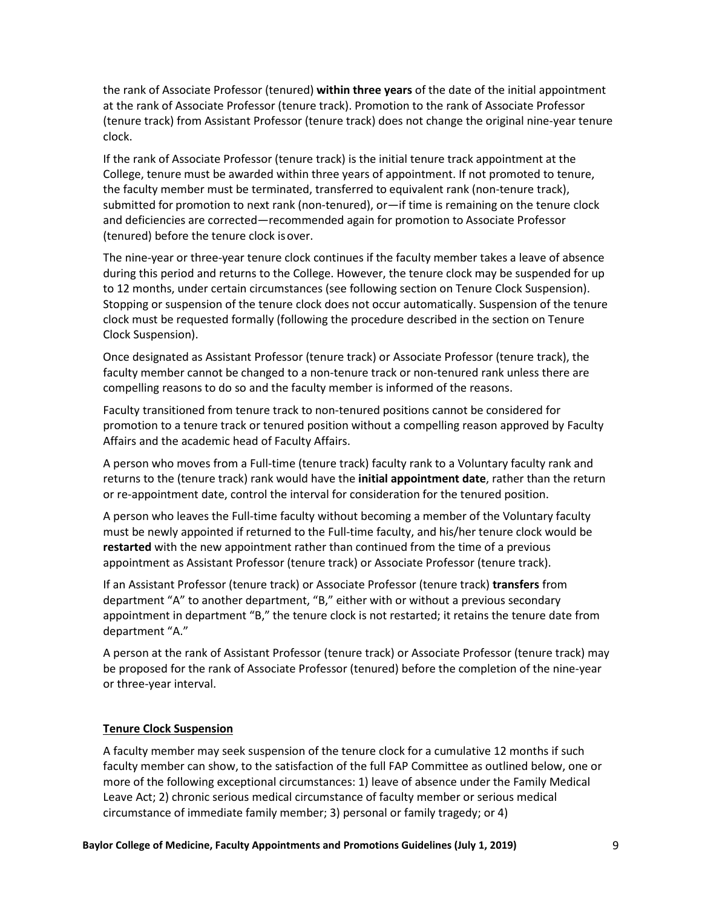the rank of Associate Professor (tenured) **within three years** of the date of the initial appointment at the rank of Associate Professor (tenure track). Promotion to the rank of Associate Professor (tenure track) from Assistant Professor (tenure track) does not change the original nine-year tenure clock.

If the rank of Associate Professor (tenure track) is the initial tenure track appointment at the College, tenure must be awarded within three years of appointment. If not promoted to tenure, the faculty member must be terminated, transferred to equivalent rank (non-tenure track), submitted for promotion to next rank (non-tenured), or—if time is remaining on the tenure clock and deficiencies are corrected—recommended again for promotion to Associate Professor (tenured) before the tenure clock is over.

The nine-year or three-year tenure clock continues if the faculty member takes a leave of absence during this period and returns to the College. However, the tenure clock may be suspended for up to 12 months, under certain circumstances (see following section on Tenure Clock Suspension). Stopping or suspension of the tenure clock does not occur automatically. Suspension of the tenure clock must be requested formally (following the procedure described in the section on Tenure Clock Suspension).

Once designated as Assistant Professor (tenure track) or Associate Professor (tenure track), the faculty member cannot be changed to a non-tenure track or non-tenured rank unless there are compelling reasons to do so and the faculty member is informed of the reasons.

Faculty transitioned from tenure track to non-tenured positions cannot be considered for promotion to a tenure track or tenured position without a compelling reason approved by Faculty Affairs and the academic head of Faculty Affairs.

A person who moves from a Full-time (tenure track) faculty rank to a Voluntary faculty rank and returns to the (tenure track) rank would have the **initial appointment date**, rather than the return or re-appointment date, control the interval for consideration for the tenured position.

A person who leaves the Full-time faculty without becoming a member of the Voluntary faculty must be newly appointed if returned to the Full-time faculty, and his/her tenure clock would be **restarted** with the new appointment rather than continued from the time of a previous appointment as Assistant Professor (tenure track) or Associate Professor (tenure track).

If an Assistant Professor (tenure track) or Associate Professor (tenure track) **transfers** from department "A" to another department, "B," either with or without a previous secondary appointment in department "B," the tenure clock is not restarted; it retains the tenure date from department "A."

A person at the rank of Assistant Professor (tenure track) or Associate Professor (tenure track) may be proposed for the rank of Associate Professor (tenured) before the completion of the nine-year or three-year interval.

**Tenure Clock Suspension**

A faculty member may seek suspension of the tenure clock for a cumulative 12 months if such faculty member can show, to the satisfaction of the full FAP Committee as outlined below, one or more of the following exceptional circumstances: 1) leave of absence under the Family Medical Leave Act; 2) chronic serious medical circumstance of faculty member or serious medical circumstance of immediate family member; 3) personal or family tragedy; or 4)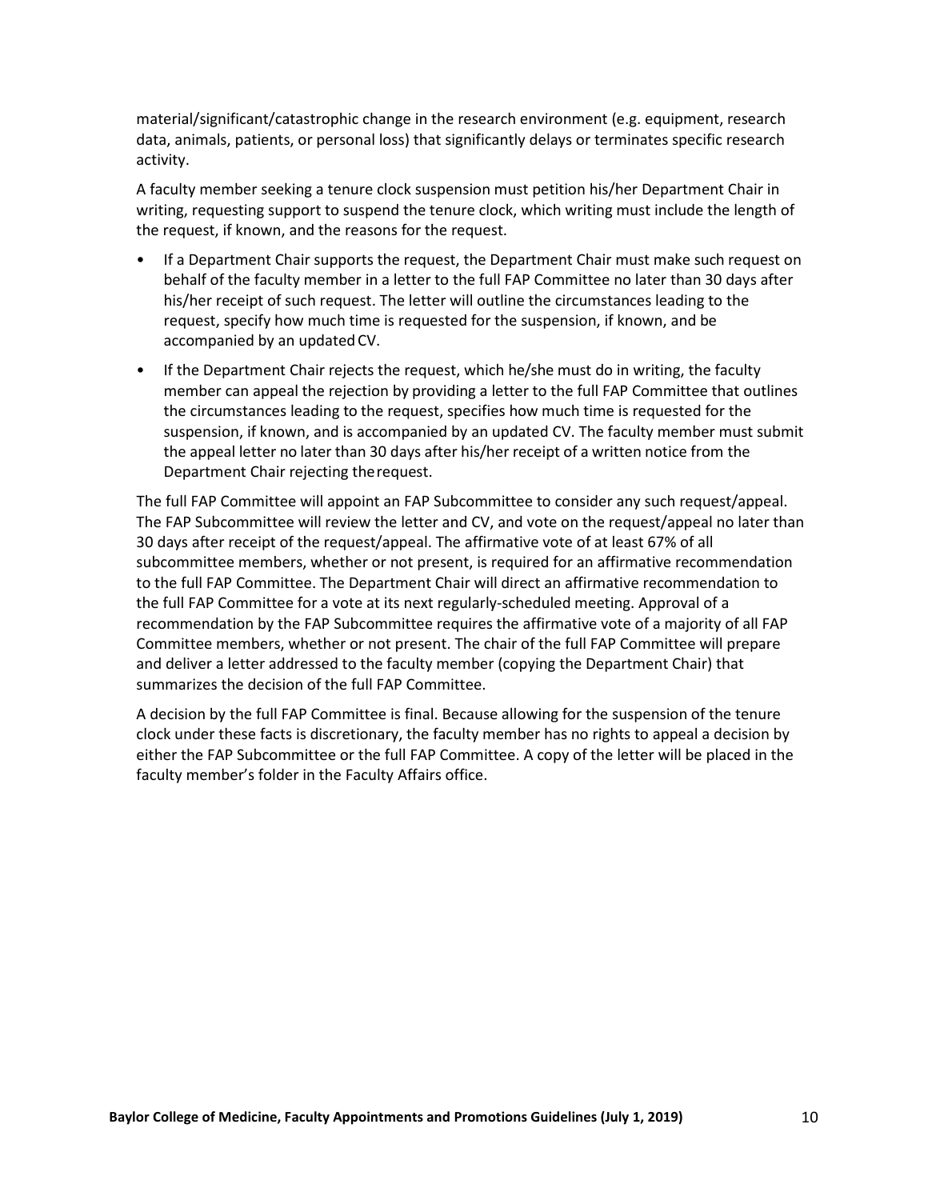material/significant/catastrophic change in the research environment (e.g. equipment, research data, animals, patients, or personal loss) that significantly delays or terminates specific research activity.

A faculty member seeking a tenure clock suspension must petition his/her Department Chair in writing, requesting support to suspend the tenure clock, which writing must include the length of the request, if known, and the reasons for the request.

- If a Department Chair supports the request, the Department Chair must make such request on behalf of the faculty member in a letter to the full FAP Committee no later than 30 days after his/her receipt of such request. The letter will outline the circumstances leading to the request, specify how much time is requested for the suspension, if known, and be accompanied by an updated CV.
- If the Department Chair rejects the request, which he/she must do in writing, the faculty member can appeal the rejection by providing a letter to the full FAP Committee that outlines the circumstances leading to the request, specifies how much time is requested for the suspension, if known, and is accompanied by an updated CV. The faculty member must submit the appeal letter no later than 30 days after his/her receipt of a written notice from the Department Chair rejecting the request.

The full FAP Committee will appoint an FAP Subcommittee to consider any such request/appeal. The FAP Subcommittee will review the letter and CV, and vote on the request/appeal no later than 30 days after receipt of the request/appeal. The affirmative vote of at least 67% of all subcommittee members, whether or not present, is required for an affirmative recommendation to the full FAP Committee. The Department Chair will direct an affirmative recommendation to the full FAP Committee for a vote at its next regularly-scheduled meeting. Approval of a recommendation by the FAP Subcommittee requires the affirmative vote of a majority of all FAP Committee members, whether or not present. The chair of the full FAP Committee will prepare and deliver a letter addressed to the faculty member (copying the Department Chair) that summarizes the decision of the full FAP Committee.

A decision by the full FAP Committee is final. Because allowing for the suspension of the tenure clock under these facts is discretionary, the faculty member has no rights to appeal a decision by either the FAP Subcommittee or the full FAP Committee. A copy of the letter will be placed in the faculty member's folder in the Faculty Affairs office.